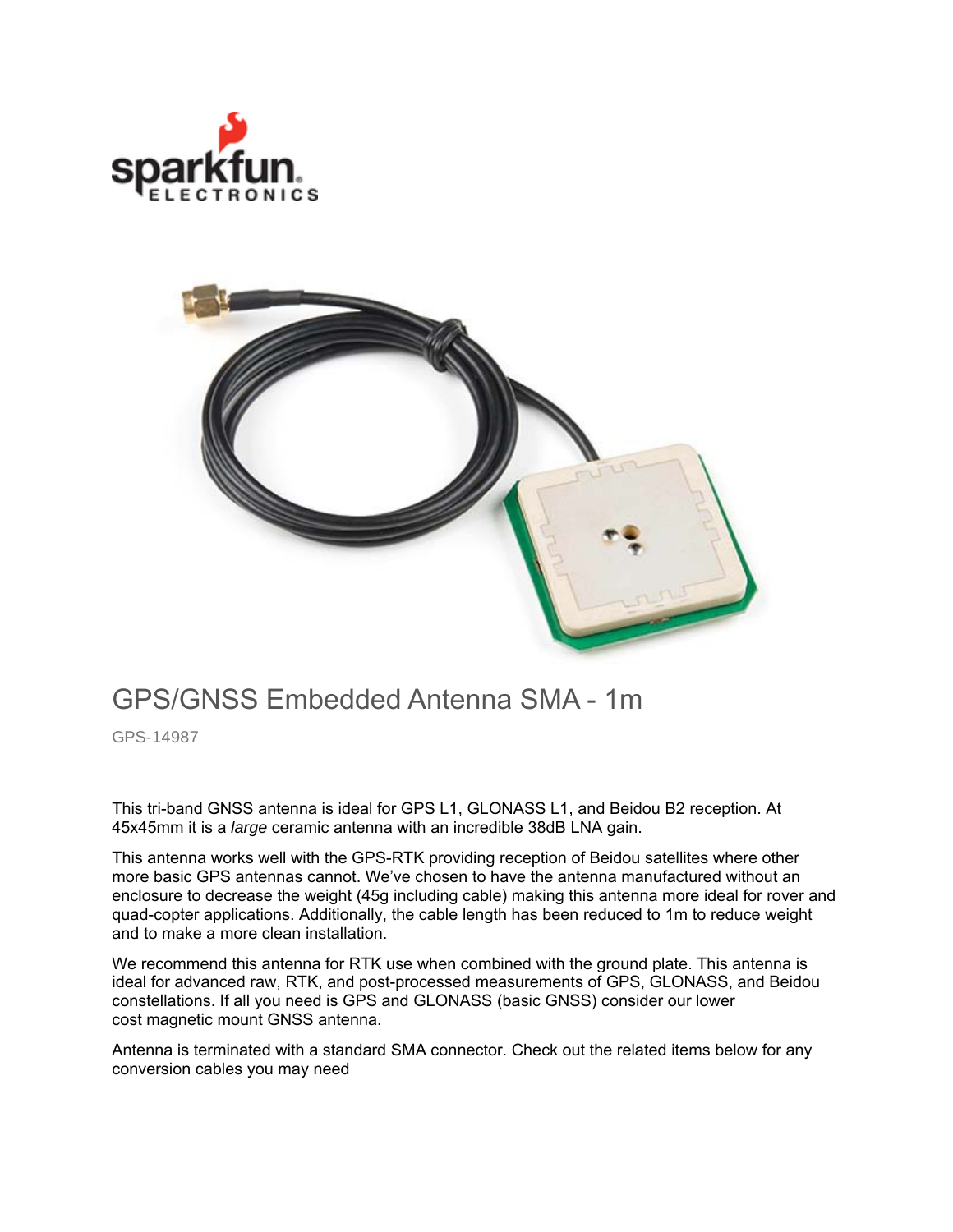# GPS/GNSS Embedded Antenna SMA - 1m

GPS-14987

This tri-band GNSS antenna is ideal for GPS L1, GLONASS L1, and Beidou B2 reception. At 45x45mm it is a *large* ceramic antenna with an incredible 38dB LNA gain.

This antenna works well with the GPS-RTK providing reception of Beidou satellites where other more basic GPS antennas cannot. We've chosen to have the antenna manufactured without an enclosure to decrease the weight (45g including cable) making this antenna more ideal for rover and quad-copter applications. Additionally, the cable length has been reduced to 1m to reduce weight and to make a more clean installation.

We recommend this antenna for RTK use when combined with the ground plate. This antenna is ideal for advanced raw, RTK, and post-processed measurements of GPS, GLONASS, and Beidou constellations. If all you need is GPS and GLONASS (basic GNSS) consider our lower cost magnetic mount GNSS antenna.

Antenna is terminated with a standard SMA connector. Check out the related items below for any conversion cables you may need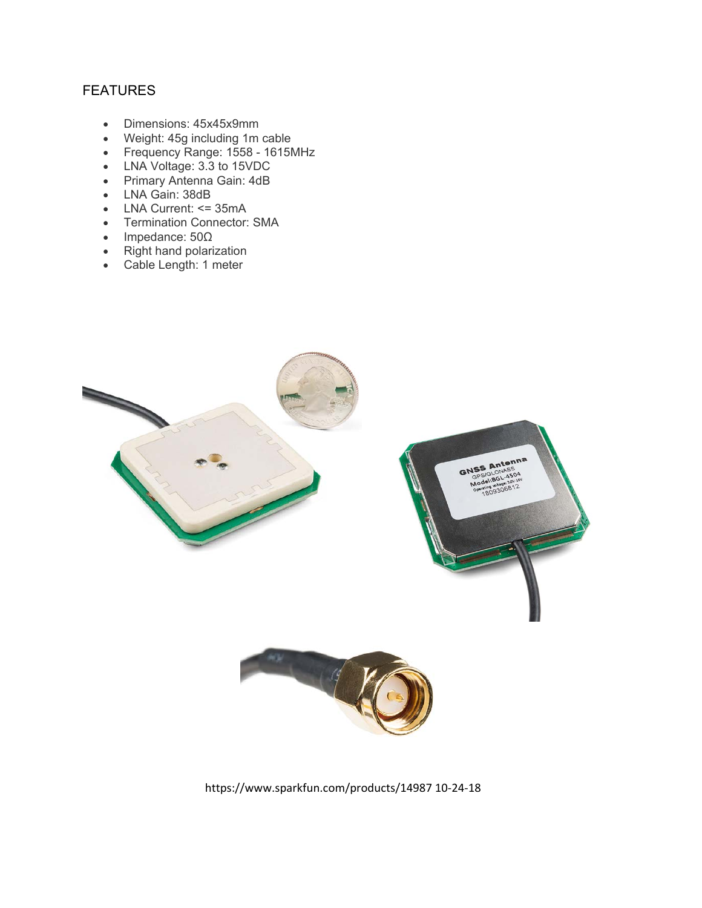## FEATURES

- Dimensions: 45x45x9mm
- Weight: 45g including 1m cable
- Frequency Range: 1558 - 1615MHz
- LNA Voltage: 3.3 to 15VDC
- Primary Antenna Gain: 4dB
- LNA Gain: 38dB
- LNA Current: <= 35mA
- Termination Connector: SMA
- Impedance: 50Ω
- Right hand polarization
- Cable Length: 1 meter

https://www.sparkfun.com/products/14987 10-24-18